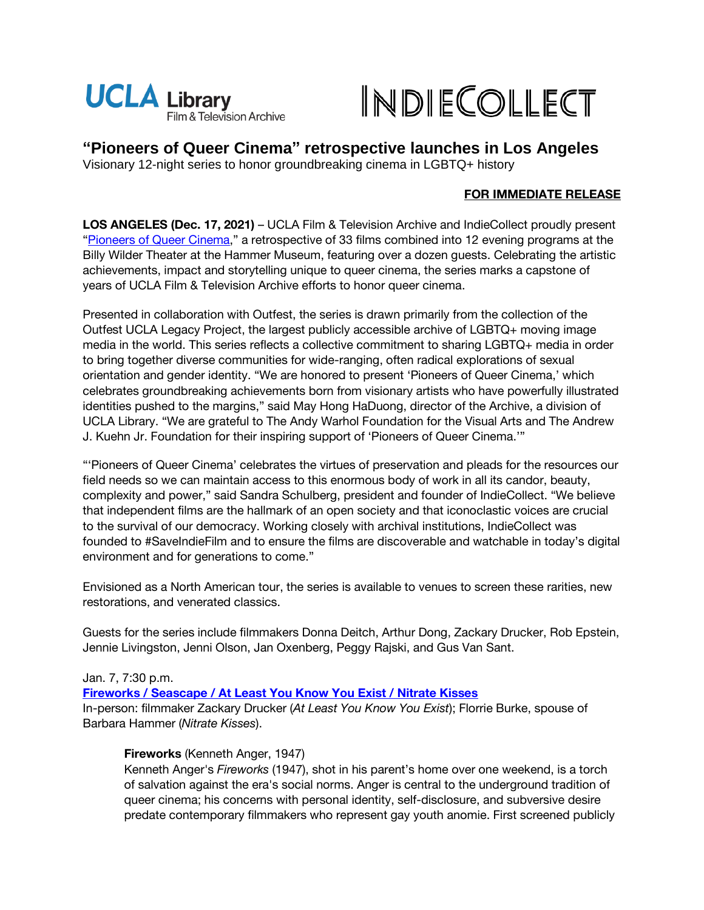UCLA Library Film & Television Archive

INDIECOLLECT

# "Pioneers of Queer Cinema" retrospective launches in Los Angeles

Visionary 12-night series to honor groundbreaking cinema in LGBTQ+ history

**FOR IMMEDIATE RELEASE**

**LOS ANGELES (Dec. 17, 2021)** – UCLA Film & Television Archive and IndieCollect proudly present "Pioneers of Queer Cinema," a retrospective of 33 films combined into 12 evening programs at the Billy Wilder Theater at the Hammer Museum, featuring over a dozen guests. Celebrating the artistic achievements, impact and storytelling unique to queer cinema, the series marks a capstone of years of UCLA Film & Television Archive efforts to honor queer cinema.

Presented in collaboration with Outfest, the series is drawn primarily from the collection of the Outfest UCLA Legacy Project, the largest publicly accessible archive of LGBTQ+ moving image media in the world. This series reflects a collective commitment to sharing LGBTQ+ media in order to bring together diverse communities for wide-ranging, often radical explorations of sexual orientation and gender identity. "We are honored to present 'Pioneers of Queer Cinema,' which celebrates groundbreaking achievements born from visionary artists who have powerfully illustrated identities pushed to the margins," said May Hong HaDuong, director of the Archive, a division of UCLA Library. "We are grateful to The Andy Warhol Foundation for the Visual Arts and The Andrew J. Kuehn Jr. Foundation for their inspiring support of 'Pioneers of Queer Cinema.'"

"'Pioneers of Queer Cinema' celebrates the virtues of preservation and pleads for the resources our field needs so we can maintain access to this enormous body of work in all its candor, beauty, complexity and power," said Sandra Schulberg, president and founder of IndieCollect. "We believe that independent films are the hallmark of an open society and that iconoclastic voices are crucial to the survival of our democracy. Working closely with archival institutions, IndieCollect was founded to #SaveIndieFilm and to ensure the films are discoverable and watchable in today's digital environment and for generations to come."

Envisioned as a North American tour, the series is available to venues to screen these rarities, new restorations, and venerated classics.

Guests for the series include filmmakers Donna Deitch, Arthur Dong, Zackary Drucker, Rob Epstein, Jennie Livingston, Jenni Olson, Jan Oxenberg, Peggy Rajski, and Gus Van Sant.

Jan. 7, 7:30 p.m.

**Fireworks / Seascape / At Least You Know You Exist / Nitrate Kisses**

In-person: filmmaker Zackary Drucker (*At Least You Know You Exist*); Florrie Burke, spouse of Barbara Hammer (*Nitrate Kisses*).

> **Fireworks** (Kenneth Anger, 1947)
>
> Kenneth Anger's *Fireworks* (1947), shot in his parent's home over one weekend, is a torch of salvation against the era's social norms. Anger is central to the underground tradition of queer cinema; his concerns with personal identity, self-disclosure, and subversive desire predate contemporary filmmakers who represent gay youth anomie. First screened publicly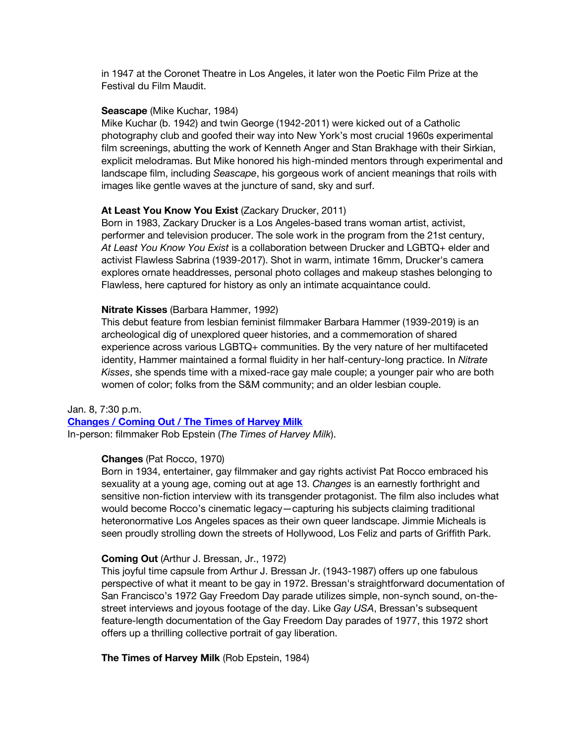in 1947 at the Coronet Theatre in Los Angeles, it later won the Poetic Film Prize at the Festival du Film Maudit.

**Seascape** (Mike Kuchar, 1984)
Mike Kuchar (b. 1942) and twin George (1942-2011) were kicked out of a Catholic photography club and goofed their way into New York's most crucial 1960s experimental film screenings, abutting the work of Kenneth Anger and Stan Brakhage with their Sirkian, explicit melodramas. But Mike honored his high-minded mentors through experimental and landscape film, including *Seascape*, his gorgeous work of ancient meanings that roils with images like gentle waves at the juncture of sand, sky and surf.

**At Least You Know You Exist** (Zackary Drucker, 2011)
Born in 1983, Zackary Drucker is a Los Angeles-based trans woman artist, activist, performer and television producer. The sole work in the program from the 21st century, *At Least You Know You Exist* is a collaboration between Drucker and LGBTQ+ elder and activist Flawless Sabrina (1939-2017). Shot in warm, intimate 16mm, Drucker's camera explores ornate headdresses, personal photo collages and makeup stashes belonging to Flawless, here captured for history as only an intimate acquaintance could.

**Nitrate Kisses** (Barbara Hammer, 1992)
This debut feature from lesbian feminist filmmaker Barbara Hammer (1939-2019) is an archeological dig of unexplored queer histories, and a commemoration of shared experience across various LGBTQ+ communities. By the very nature of her multifaceted identity, Hammer maintained a formal fluidity in her half-century-long practice. In *Nitrate Kisses*, she spends time with a mixed-race gay male couple; a younger pair who are both women of color; folks from the S&M community; and an older lesbian couple.

Jan. 8, 7:30 p.m.
**Changes / Coming Out / The Times of Harvey Milk**
In-person: filmmaker Rob Epstein (*The Times of Harvey Milk*).

**Changes** (Pat Rocco, 1970)
Born in 1934, entertainer, gay filmmaker and gay rights activist Pat Rocco embraced his sexuality at a young age, coming out at age 13. *Changes* is an earnestly forthright and sensitive non-fiction interview with its transgender protagonist. The film also includes what would become Rocco's cinematic legacy—capturing his subjects claiming traditional heteronormative Los Angeles spaces as their own queer landscape. Jimmie Micheals is seen proudly strolling down the streets of Hollywood, Los Feliz and parts of Griffith Park.

**Coming Out** (Arthur J. Bressan, Jr., 1972)
This joyful time capsule from Arthur J. Bressan Jr. (1943-1987) offers up one fabulous perspective of what it meant to be gay in 1972. Bressan's straightforward documentation of San Francisco's 1972 Gay Freedom Day parade utilizes simple, non-synch sound, on-the-street interviews and joyous footage of the day. Like *Gay USA*, Bressan's subsequent feature-length documentation of the Gay Freedom Day parades of 1977, this 1972 short offers up a thrilling collective portrait of gay liberation.

**The Times of Harvey Milk** (Rob Epstein, 1984)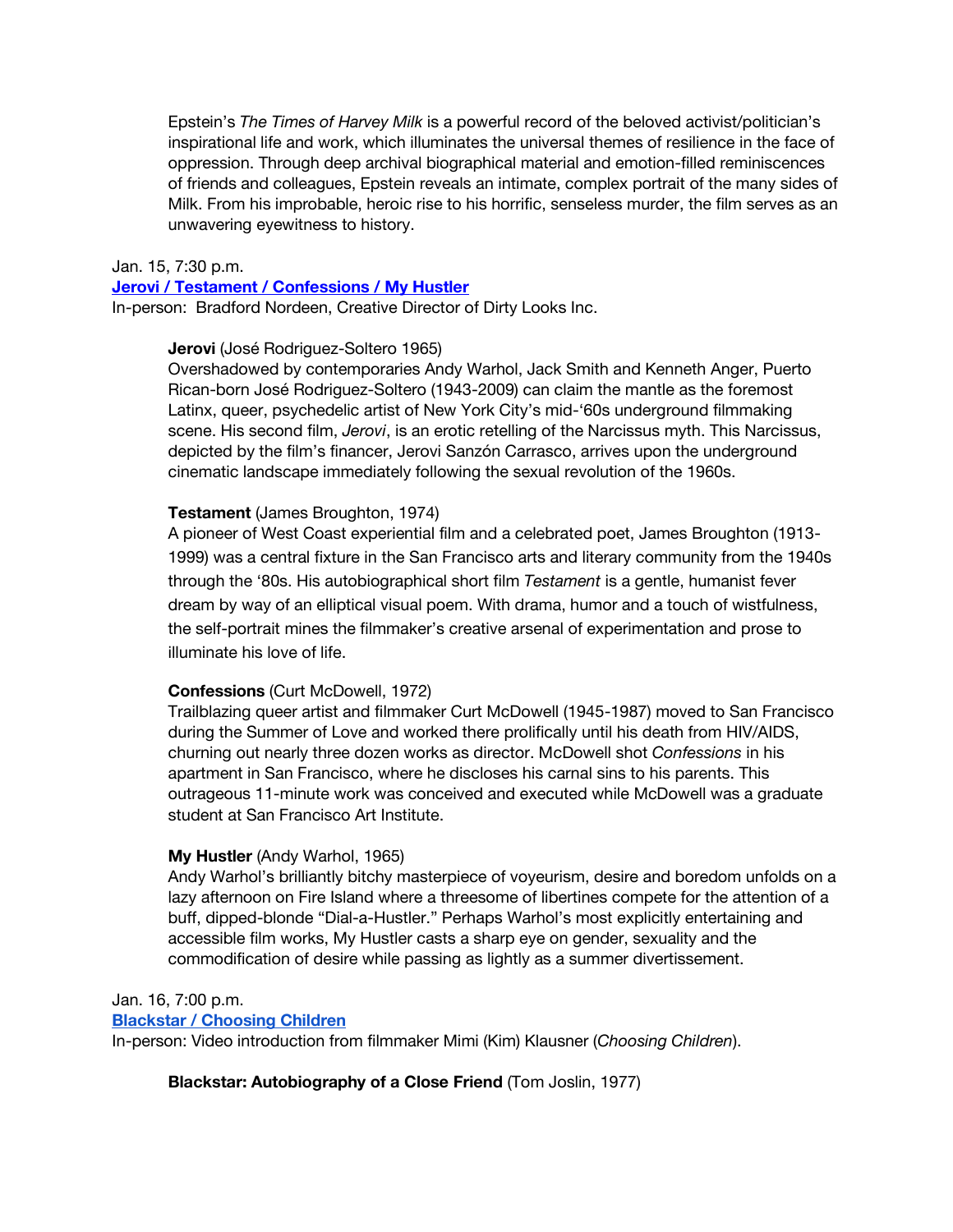Epstein's *The Times of Harvey Milk* is a powerful record of the beloved activist/politician's inspirational life and work, which illuminates the universal themes of resilience in the face of oppression. Through deep archival biographical material and emotion-filled reminiscences of friends and colleagues, Epstein reveals an intimate, complex portrait of the many sides of Milk. From his improbable, heroic rise to his horrific, senseless murder, the film serves as an unwavering eyewitness to history.

Jan. 15, 7:30 p.m.

**Jerovi / Testament / Confessions / My Hustler**

In-person: Bradford Nordeen, Creative Director of Dirty Looks Inc.

**Jerovi** (José Rodriguez-Soltero 1965)
Overshadowed by contemporaries Andy Warhol, Jack Smith and Kenneth Anger, Puerto Rican-born José Rodriguez-Soltero (1943-2009) can claim the mantle as the foremost Latinx, queer, psychedelic artist of New York City's mid-'60s underground filmmaking scene. His second film, *Jerovi*, is an erotic retelling of the Narcissus myth. This Narcissus, depicted by the film's financer, Jerovi Sanzón Carrasco, arrives upon the underground cinematic landscape immediately following the sexual revolution of the 1960s.

**Testament** (James Broughton, 1974)
A pioneer of West Coast experiential film and a celebrated poet, James Broughton (1913-1999) was a central fixture in the San Francisco arts and literary community from the 1940s through the '80s. His autobiographical short film *Testament* is a gentle, humanist fever dream by way of an elliptical visual poem. With drama, humor and a touch of wistfulness, the self-portrait mines the filmmaker's creative arsenal of experimentation and prose to illuminate his love of life.

**Confessions** (Curt McDowell, 1972)
Trailblazing queer artist and filmmaker Curt McDowell (1945-1987) moved to San Francisco during the Summer of Love and worked there prolifically until his death from HIV/AIDS, churning out nearly three dozen works as director. McDowell shot *Confessions* in his apartment in San Francisco, where he discloses his carnal sins to his parents. This outrageous 11-minute work was conceived and executed while McDowell was a graduate student at San Francisco Art Institute.

**My Hustler** (Andy Warhol, 1965)
Andy Warhol's brilliantly bitchy masterpiece of voyeurism, desire and boredom unfolds on a lazy afternoon on Fire Island where a threesome of libertines compete for the attention of a buff, dipped-blonde "Dial-a-Hustler." Perhaps Warhol's most explicitly entertaining and accessible film works, My Hustler casts a sharp eye on gender, sexuality and the commodification of desire while passing as lightly as a summer divertissement.

Jan. 16, 7:00 p.m.

**Blackstar / Choosing Children**

In-person: Video introduction from filmmaker Mimi (Kim) Klausner (*Choosing Children*).

**Blackstar: Autobiography of a Close Friend** (Tom Joslin, 1977)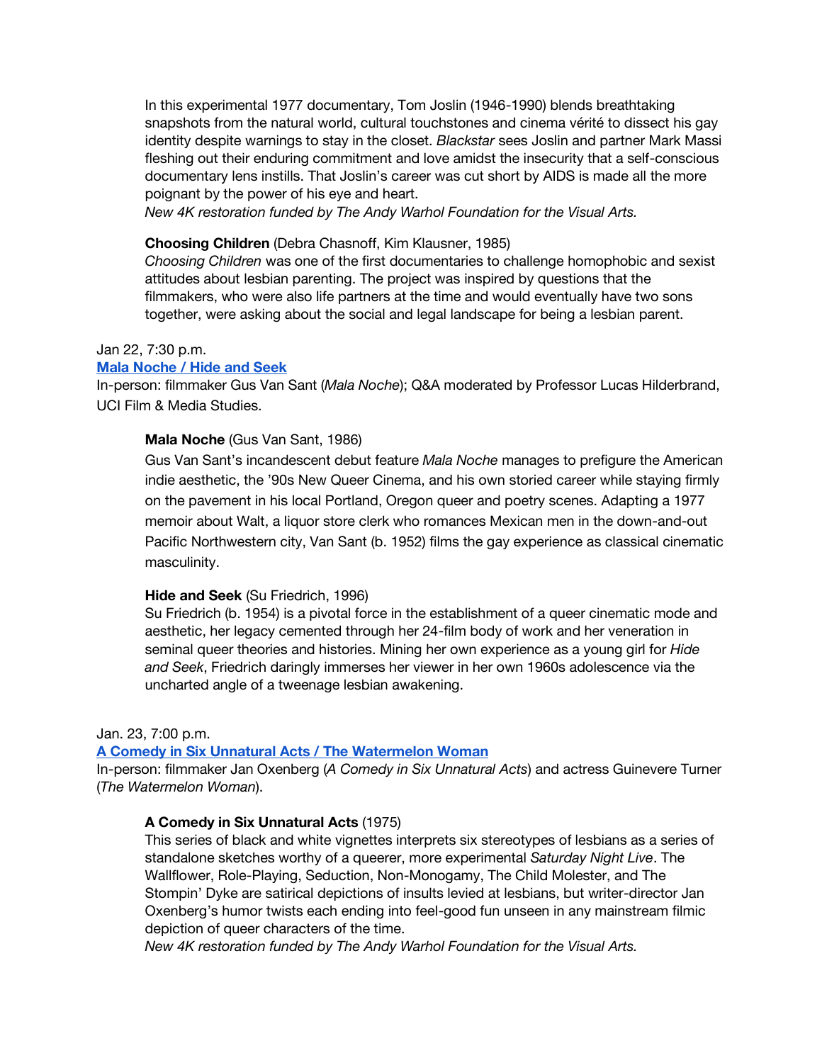In this experimental 1977 documentary, Tom Joslin (1946-1990) blends breathtaking snapshots from the natural world, cultural touchstones and cinema vérité to dissect his gay identity despite warnings to stay in the closet. *Blackstar* sees Joslin and partner Mark Massi fleshing out their enduring commitment and love amidst the insecurity that a self-conscious documentary lens instills. That Joslin's career was cut short by AIDS is made all the more poignant by the power of his eye and heart.
*New 4K restoration funded by The Andy Warhol Foundation for the Visual Arts.*

**Choosing Children** (Debra Chasnoff, Kim Klausner, 1985)
*Choosing Children* was one of the first documentaries to challenge homophobic and sexist attitudes about lesbian parenting. The project was inspired by questions that the filmmakers, who were also life partners at the time and would eventually have two sons together, were asking about the social and legal landscape for being a lesbian parent.

Jan 22, 7:30 p.m.
**Mala Noche / Hide and Seek**
In-person: filmmaker Gus Van Sant (*Mala Noche*); Q&A moderated by Professor Lucas Hilderbrand, UCI Film & Media Studies.

**Mala Noche** (Gus Van Sant, 1986)
Gus Van Sant's incandescent debut feature *Mala Noche* manages to prefigure the American indie aesthetic, the '90s New Queer Cinema, and his own storied career while staying firmly on the pavement in his local Portland, Oregon queer and poetry scenes. Adapting a 1977 memoir about Walt, a liquor store clerk who romances Mexican men in the down-and-out Pacific Northwestern city, Van Sant (b. 1952) films the gay experience as classical cinematic masculinity.

**Hide and Seek** (Su Friedrich, 1996)
Su Friedrich (b. 1954) is a pivotal force in the establishment of a queer cinematic mode and aesthetic, her legacy cemented through her 24-film body of work and her veneration in seminal queer theories and histories. Mining her own experience as a young girl for *Hide and Seek*, Friedrich daringly immerses her viewer in her own 1960s adolescence via the uncharted angle of a tweenage lesbian awakening.

Jan. 23, 7:00 p.m.
**A Comedy in Six Unnatural Acts / The Watermelon Woman**
In-person: filmmaker Jan Oxenberg (*A Comedy in Six Unnatural Acts*) and actress Guinevere Turner (*The Watermelon Woman*).

**A Comedy in Six Unnatural Acts** (1975)
This series of black and white vignettes interprets six stereotypes of lesbians as a series of standalone sketches worthy of a queerer, more experimental *Saturday Night Live*. The Wallflower, Role-Playing, Seduction, Non-Monogamy, The Child Molester, and The Stompin' Dyke are satirical depictions of insults levied at lesbians, but writer-director Jan Oxenberg's humor twists each ending into feel-good fun unseen in any mainstream filmic depiction of queer characters of the time.
*New 4K restoration funded by The Andy Warhol Foundation for the Visual Arts.*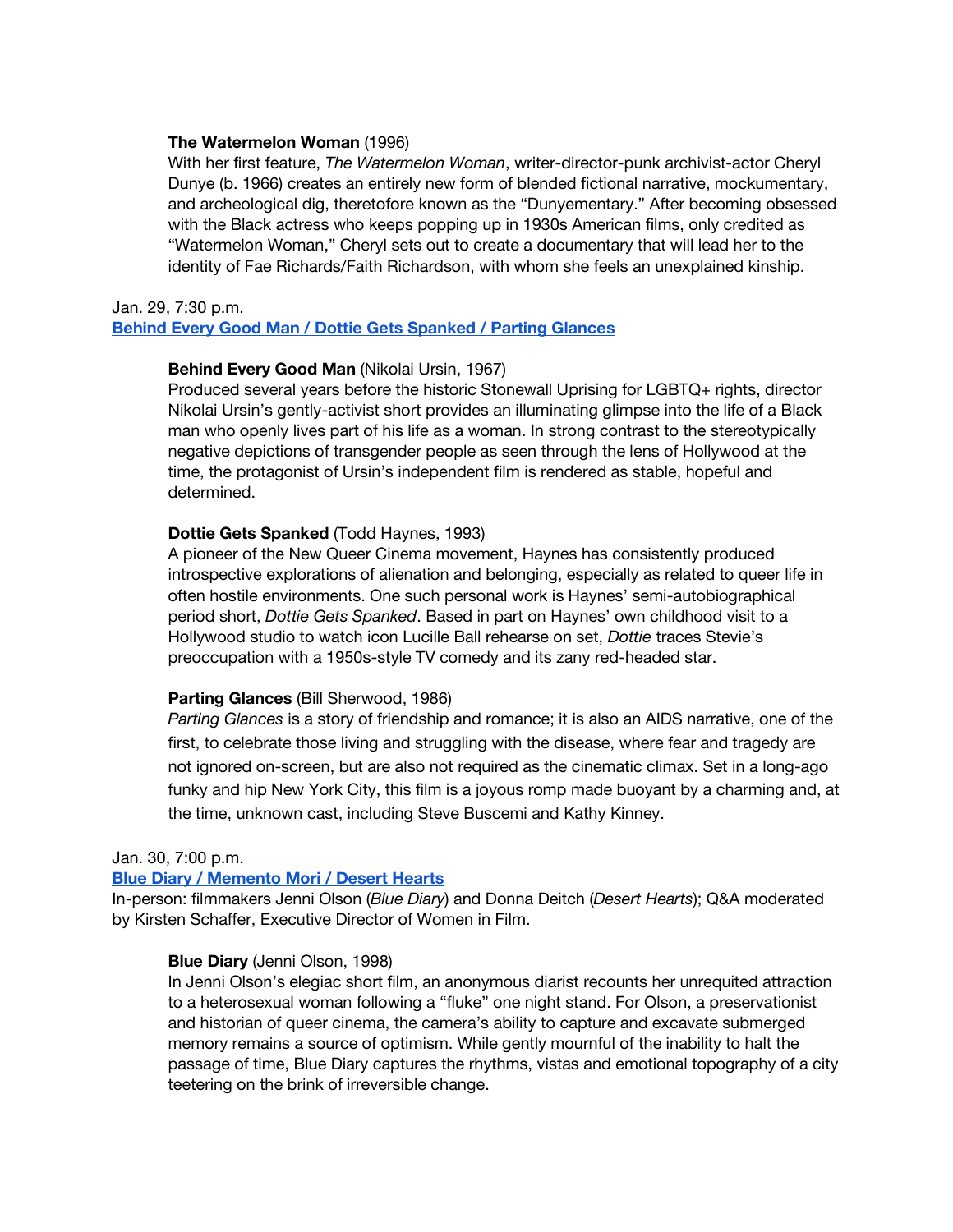**The Watermelon Woman** (1996)
With her first feature, *The Watermelon Woman*, writer-director-punk archivist-actor Cheryl Dunye (b. 1966) creates an entirely new form of blended fictional narrative, mockumentary, and archeological dig, theretofore known as the "Dunyementary." After becoming obsessed with the Black actress who keeps popping up in 1930s American films, only credited as "Watermelon Woman," Cheryl sets out to create a documentary that will lead her to the identity of Fae Richards/Faith Richardson, with whom she feels an unexplained kinship.

Jan. 29, 7:30 p.m.
**Behind Every Good Man / Dottie Gets Spanked / Parting Glances**

**Behind Every Good Man** (Nikolai Ursin, 1967)
Produced several years before the historic Stonewall Uprising for LGBTQ+ rights, director Nikolai Ursin's gently-activist short provides an illuminating glimpse into the life of a Black man who openly lives part of his life as a woman. In strong contrast to the stereotypically negative depictions of transgender people as seen through the lens of Hollywood at the time, the protagonist of Ursin's independent film is rendered as stable, hopeful and determined.

**Dottie Gets Spanked** (Todd Haynes, 1993)
A pioneer of the New Queer Cinema movement, Haynes has consistently produced introspective explorations of alienation and belonging, especially as related to queer life in often hostile environments. One such personal work is Haynes' semi-autobiographical period short, *Dottie Gets Spanked*. Based in part on Haynes' own childhood visit to a Hollywood studio to watch icon Lucille Ball rehearse on set, *Dottie* traces Stevie's preoccupation with a 1950s-style TV comedy and its zany red-headed star.

**Parting Glances** (Bill Sherwood, 1986)
*Parting Glances* is a story of friendship and romance; it is also an AIDS narrative, one of the first, to celebrate those living and struggling with the disease, where fear and tragedy are not ignored on-screen, but are also not required as the cinematic climax. Set in a long-ago funky and hip New York City, this film is a joyous romp made buoyant by a charming and, at the time, unknown cast, including Steve Buscemi and Kathy Kinney.

Jan. 30, 7:00 p.m.
**Blue Diary / Memento Mori / Desert Hearts**
In-person: filmmakers Jenni Olson (*Blue Diary*) and Donna Deitch (*Desert Hearts*); Q&A moderated by Kirsten Schaffer, Executive Director of Women in Film.

**Blue Diary** (Jenni Olson, 1998)
In Jenni Olson's elegiac short film, an anonymous diarist recounts her unrequited attraction to a heterosexual woman following a "fluke" one night stand. For Olson, a preservationist and historian of queer cinema, the camera's ability to capture and excavate submerged memory remains a source of optimism. While gently mournful of the inability to halt the passage of time, Blue Diary captures the rhythms, vistas and emotional topography of a city teetering on the brink of irreversible change.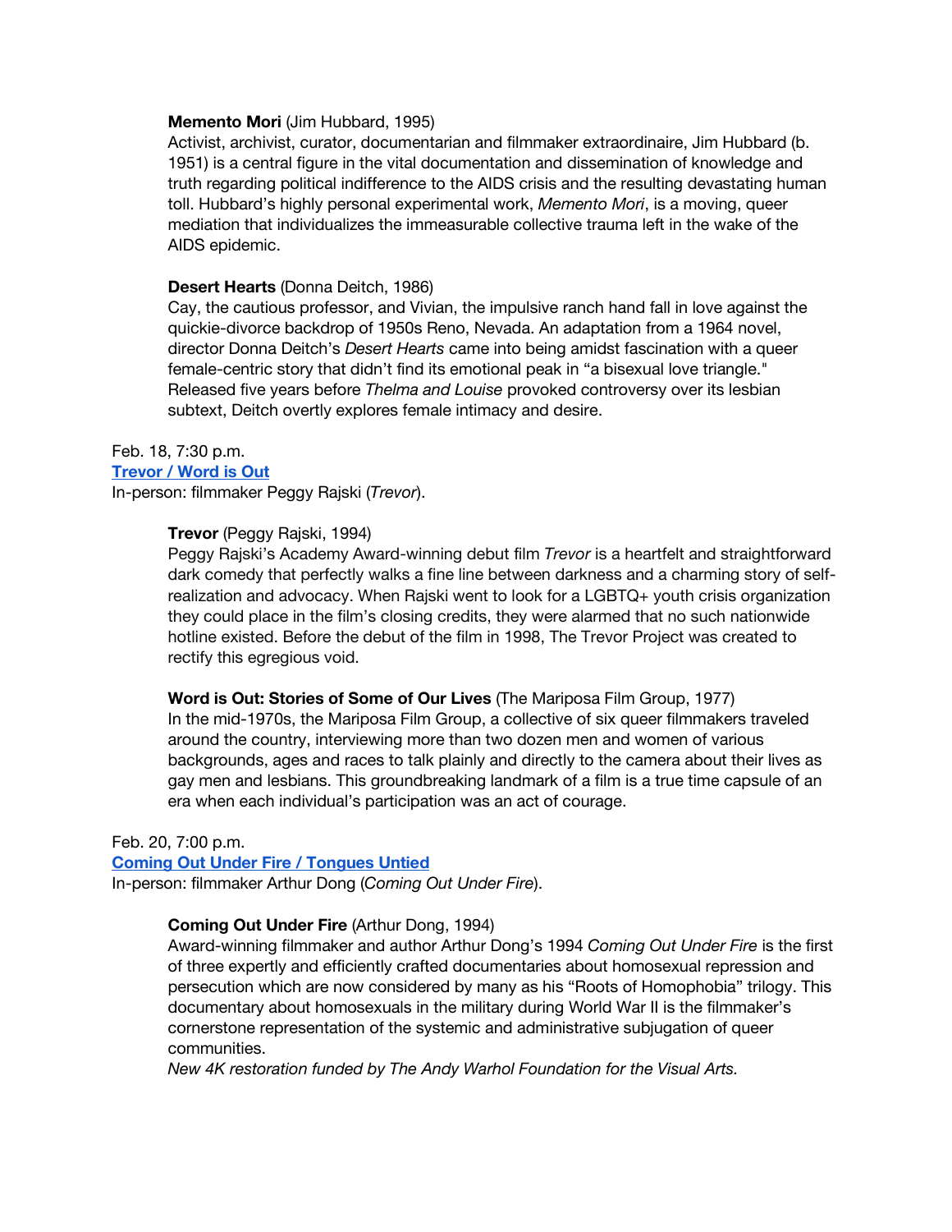**Memento Mori** (Jim Hubbard, 1995)
Activist, archivist, curator, documentarian and filmmaker extraordinaire, Jim Hubbard (b. 1951) is a central figure in the vital documentation and dissemination of knowledge and truth regarding political indifference to the AIDS crisis and the resulting devastating human toll. Hubbard's highly personal experimental work, *Memento Mori*, is a moving, queer mediation that individualizes the immeasurable collective trauma left in the wake of the AIDS epidemic.

**Desert Hearts** (Donna Deitch, 1986)
Cay, the cautious professor, and Vivian, the impulsive ranch hand fall in love against the quickie-divorce backdrop of 1950s Reno, Nevada. An adaptation from a 1964 novel, director Donna Deitch's *Desert Hearts* came into being amidst fascination with a queer female-centric story that didn't find its emotional peak in "a bisexual love triangle." Released five years before *Thelma and Louise* provoked controversy over its lesbian subtext, Deitch overtly explores female intimacy and desire.

Feb. 18, 7:30 p.m.
**Trevor / Word is Out**
In-person: filmmaker Peggy Rajski (*Trevor*).

**Trevor** (Peggy Rajski, 1994)
Peggy Rajski's Academy Award-winning debut film *Trevor* is a heartfelt and straightforward dark comedy that perfectly walks a fine line between darkness and a charming story of self-realization and advocacy. When Rajski went to look for a LGBTQ+ youth crisis organization they could place in the film's closing credits, they were alarmed that no such nationwide hotline existed. Before the debut of the film in 1998, The Trevor Project was created to rectify this egregious void.

**Word is Out: Stories of Some of Our Lives** (The Mariposa Film Group, 1977)
In the mid-1970s, the Mariposa Film Group, a collective of six queer filmmakers traveled around the country, interviewing more than two dozen men and women of various backgrounds, ages and races to talk plainly and directly to the camera about their lives as gay men and lesbians. This groundbreaking landmark of a film is a true time capsule of an era when each individual's participation was an act of courage.

Feb. 20, 7:00 p.m.
**Coming Out Under Fire / Tongues Untied**
In-person: filmmaker Arthur Dong (*Coming Out Under Fire*).

**Coming Out Under Fire** (Arthur Dong, 1994)
Award-winning filmmaker and author Arthur Dong's 1994 *Coming Out Under Fire* is the first of three expertly and efficiently crafted documentaries about homosexual repression and persecution which are now considered by many as his "Roots of Homophobia" trilogy. This documentary about homosexuals in the military during World War II is the filmmaker's cornerstone representation of the systemic and administrative subjugation of queer communities.
*New 4K restoration funded by The Andy Warhol Foundation for the Visual Arts.*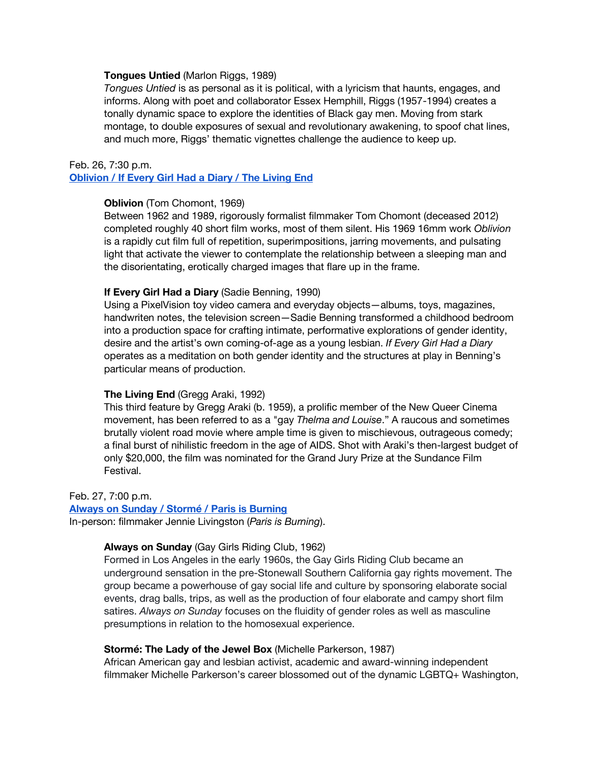**Tongues Untied** (Marlon Riggs, 1989)
*Tongues Untied* is as personal as it is political, with a lyricism that haunts, engages, and informs. Along with poet and collaborator Essex Hemphill, Riggs (1957-1994) creates a tonally dynamic space to explore the identities of Black gay men. Moving from stark montage, to double exposures of sexual and revolutionary awakening, to spoof chat lines, and much more, Riggs' thematic vignettes challenge the audience to keep up.

Feb. 26, 7:30 p.m.
**Oblivion / If Every Girl Had a Diary / The Living End**

**Oblivion** (Tom Chomont, 1969)
Between 1962 and 1989, rigorously formalist filmmaker Tom Chomont (deceased 2012) completed roughly 40 short film works, most of them silent. His 1969 16mm work *Oblivion* is a rapidly cut film full of repetition, superimpositions, jarring movements, and pulsating light that activate the viewer to contemplate the relationship between a sleeping man and the disorientating, erotically charged images that flare up in the frame.

**If Every Girl Had a Diary** (Sadie Benning, 1990)
Using a PixelVision toy video camera and everyday objects—albums, toys, magazines, handwriten notes, the television screen—Sadie Benning transformed a childhood bedroom into a production space for crafting intimate, performative explorations of gender identity, desire and the artist's own coming-of-age as a young lesbian. *If Every Girl Had a Diary* operates as a meditation on both gender identity and the structures at play in Benning's particular means of production.

**The Living End** (Gregg Araki, 1992)
This third feature by Gregg Araki (b. 1959), a prolific member of the New Queer Cinema movement, has been referred to as a "gay *Thelma and Louise*." A raucous and sometimes brutally violent road movie where ample time is given to mischievous, outrageous comedy; a final burst of nihilistic freedom in the age of AIDS. Shot with Araki's then-largest budget of only $20,000, the film was nominated for the Grand Jury Prize at the Sundance Film Festival.

Feb. 27, 7:00 p.m.
**Always on Sunday / Stormé / Paris is Burning**
In-person: filmmaker Jennie Livingston (*Paris is Burning*).

**Always on Sunday** (Gay Girls Riding Club, 1962)
Formed in Los Angeles in the early 1960s, the Gay Girls Riding Club became an underground sensation in the pre-Stonewall Southern California gay rights movement. The group became a powerhouse of gay social life and culture by sponsoring elaborate social events, drag balls, trips, as well as the production of four elaborate and campy short film satires. *Always on Sunday* focuses on the fluidity of gender roles as well as masculine presumptions in relation to the homosexual experience.

**Stormé: The Lady of the Jewel Box** (Michelle Parkerson, 1987)
African American gay and lesbian activist, academic and award-winning independent filmmaker Michelle Parkerson's career blossomed out of the dynamic LGBTQ+ Washington,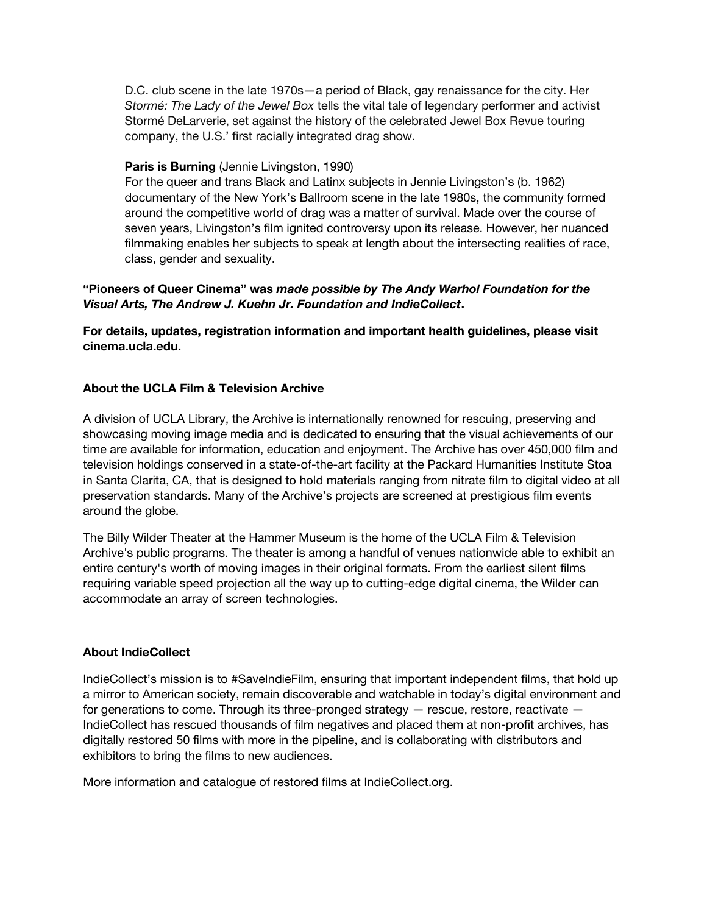D.C. club scene in the late 1970s—a period of Black, gay renaissance for the city. Her *Stormé: The Lady of the Jewel Box* tells the vital tale of legendary performer and activist Stormé DeLarverie, set against the history of the celebrated Jewel Box Revue touring company, the U.S.' first racially integrated drag show.

**Paris is Burning** (Jennie Livingston, 1990)
For the queer and trans Black and Latinx subjects in Jennie Livingston's (b. 1962) documentary of the New York's Ballroom scene in the late 1980s, the community formed around the competitive world of drag was a matter of survival. Made over the course of seven years, Livingston's film ignited controversy upon its release. However, her nuanced filmmaking enables her subjects to speak at length about the intersecting realities of race, class, gender and sexuality.

**"Pioneers of Queer Cinema" was *made possible by The Andy Warhol Foundation for the Visual Arts, The Andrew J. Kuehn Jr. Foundation and IndieCollect*.**

**For details, updates, registration information and important health guidelines, please visit cinema.ucla.edu.**

### About the UCLA Film & Television Archive

A division of UCLA Library, the Archive is internationally renowned for rescuing, preserving and showcasing moving image media and is dedicated to ensuring that the visual achievements of our time are available for information, education and enjoyment. The Archive has over 450,000 film and television holdings conserved in a state-of-the-art facility at the Packard Humanities Institute Stoa in Santa Clarita, CA, that is designed to hold materials ranging from nitrate film to digital video at all preservation standards. Many of the Archive's projects are screened at prestigious film events around the globe.

The Billy Wilder Theater at the Hammer Museum is the home of the UCLA Film & Television Archive's public programs. The theater is among a handful of venues nationwide able to exhibit an entire century's worth of moving images in their original formats. From the earliest silent films requiring variable speed projection all the way up to cutting-edge digital cinema, the Wilder can accommodate an array of screen technologies.

### About IndieCollect

IndieCollect's mission is to #SaveIndieFilm, ensuring that important independent films, that hold up a mirror to American society, remain discoverable and watchable in today's digital environment and for generations to come. Through its three-pronged strategy — rescue, restore, reactivate — IndieCollect has rescued thousands of film negatives and placed them at non-profit archives, has digitally restored 50 films with more in the pipeline, and is collaborating with distributors and exhibitors to bring the films to new audiences.

More information and catalogue of restored films at IndieCollect.org.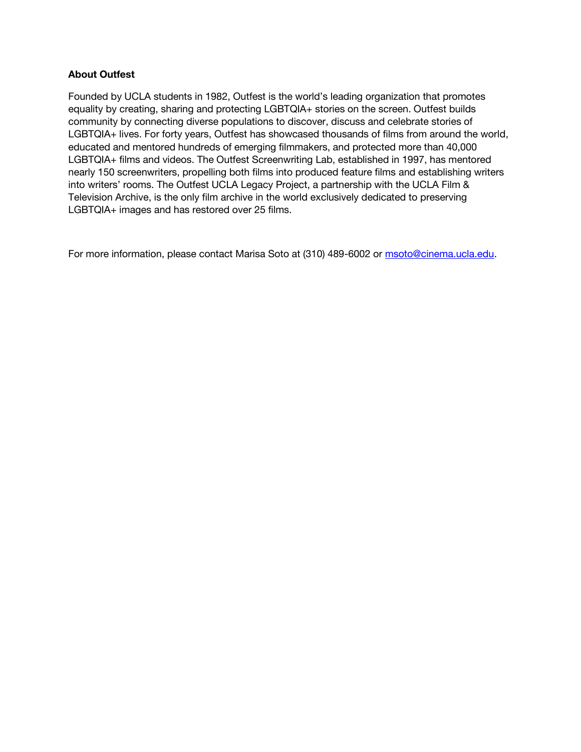**About Outfest**

Founded by UCLA students in 1982, Outfest is the world's leading organization that promotes equality by creating, sharing and protecting LGBTQIA+ stories on the screen. Outfest builds community by connecting diverse populations to discover, discuss and celebrate stories of LGBTQIA+ lives. For forty years, Outfest has showcased thousands of films from around the world, educated and mentored hundreds of emerging filmmakers, and protected more than 40,000 LGBTQIA+ films and videos. The Outfest Screenwriting Lab, established in 1997, has mentored nearly 150 screenwriters, propelling both films into produced feature films and establishing writers into writers' rooms. The Outfest UCLA Legacy Project, a partnership with the UCLA Film & Television Archive, is the only film archive in the world exclusively dedicated to preserving LGBTQIA+ images and has restored over 25 films.

For more information, please contact Marisa Soto at (310) 489-6002 or msoto@cinema.ucla.edu.